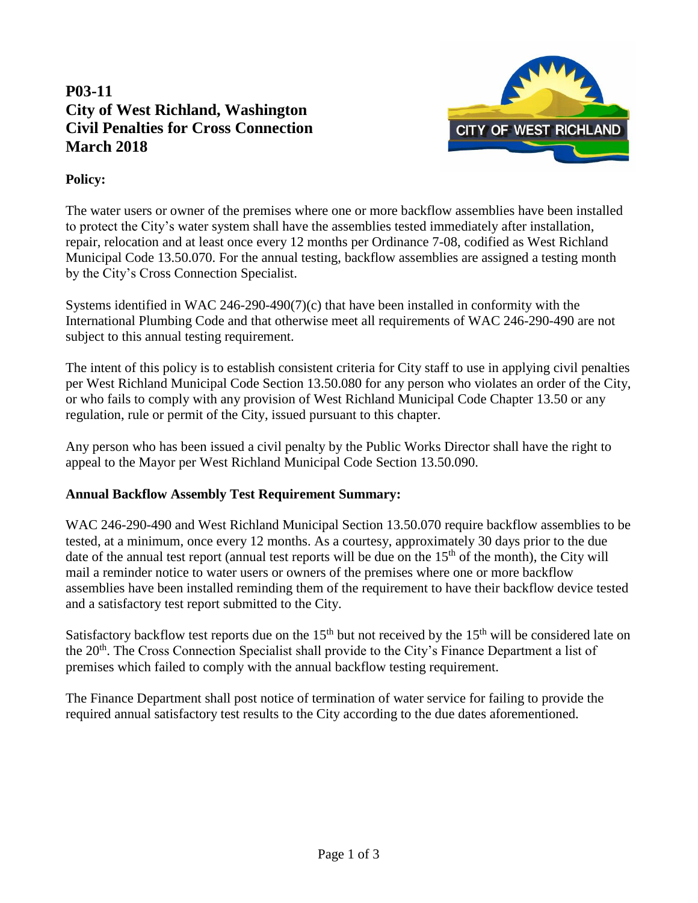# P03-11
# City of West Richland, Washington
# Civil Penalties for Cross Connection
# March 2018

**Policy:**

The water users or owner of the premises where one or more backflow assemblies have been installed to protect the City's water system shall have the assemblies tested immediately after installation, repair, relocation and at least once every 12 months per Ordinance 7-08, codified as West Richland Municipal Code 13.50.070. For the annual testing, backflow assemblies are assigned a testing month by the City's Cross Connection Specialist.

Systems identified in WAC 246-290-490(7)(c) that have been installed in conformity with the International Plumbing Code and that otherwise meet all requirements of WAC 246-290-490 are not subject to this annual testing requirement.

The intent of this policy is to establish consistent criteria for City staff to use in applying civil penalties per West Richland Municipal Code Section 13.50.080 for any person who violates an order of the City, or who fails to comply with any provision of West Richland Municipal Code Chapter 13.50 or any regulation, rule or permit of the City, issued pursuant to this chapter.

Any person who has been issued a civil penalty by the Public Works Director shall have the right to appeal to the Mayor per West Richland Municipal Code Section 13.50.090.

**Annual Backflow Assembly Test Requirement Summary:**

WAC 246-290-490 and West Richland Municipal Section 13.50.070 require backflow assemblies to be tested, at a minimum, once every 12 months. As a courtesy, approximately 30 days prior to the due date of the annual test report (annual test reports will be due on the 15th of the month), the City will mail a reminder notice to water users or owners of the premises where one or more backflow assemblies have been installed reminding them of the requirement to have their backflow device tested and a satisfactory test report submitted to the City.

Satisfactory backflow test reports due on the 15th but not received by the 15th will be considered late on the 20th. The Cross Connection Specialist shall provide to the City's Finance Department a list of premises which failed to comply with the annual backflow testing requirement.

The Finance Department shall post notice of termination of water service for failing to provide the required annual satisfactory test results to the City according to the due dates aforementioned.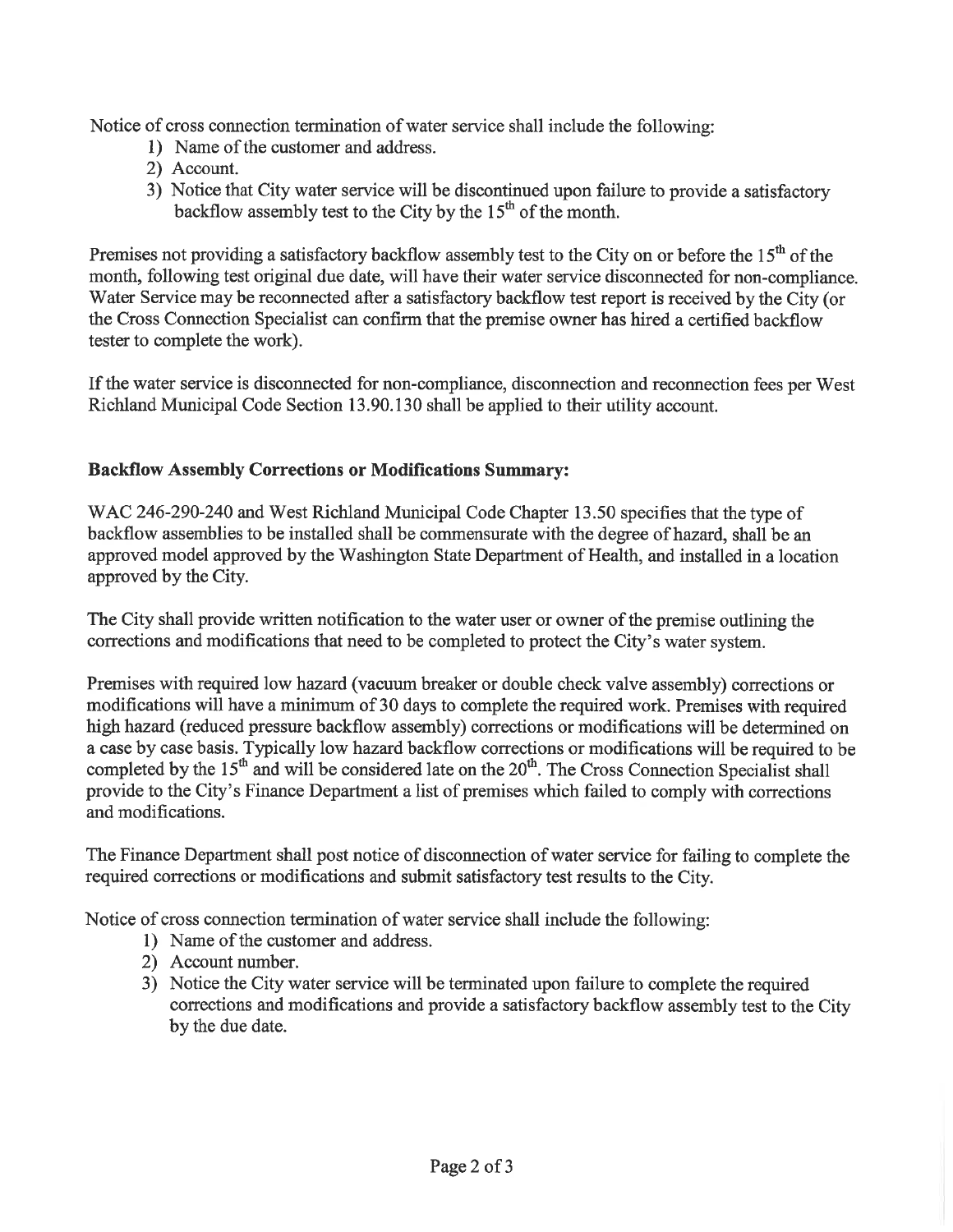Notice of cross connection termination of water service shall include the following:

1) Name of the customer and address.
2) Account.
3) Notice that City water service will be discontinued upon failure to provide a satisfactory backflow assembly test to the City by the 15th of the month.

Premises not providing a satisfactory backflow assembly test to the City on or before the 15th of the month, following test original due date, will have their water service disconnected for non-compliance. Water Service may be reconnected after a satisfactory backflow test report is received by the City (or the Cross Connection Specialist can confirm that the premise owner has hired a certified backflow tester to complete the work).

If the water service is disconnected for non-compliance, disconnection and reconnection fees per West Richland Municipal Code Section 13.90.130 shall be applied to their utility account.

**Backflow Assembly Corrections or Modifications Summary:**

WAC 246-290-240 and West Richland Municipal Code Chapter 13.50 specifies that the type of backflow assemblies to be installed shall be commensurate with the degree of hazard, shall be an approved model approved by the Washington State Department of Health, and installed in a location approved by the City.

The City shall provide written notification to the water user or owner of the premise outlining the corrections and modifications that need to be completed to protect the City's water system.

Premises with required low hazard (vacuum breaker or double check valve assembly) corrections or modifications will have a minimum of 30 days to complete the required work. Premises with required high hazard (reduced pressure backflow assembly) corrections or modifications will be determined on a case by case basis. Typically low hazard backflow corrections or modifications will be required to be completed by the 15th and will be considered late on the 20th. The Cross Connection Specialist shall provide to the City's Finance Department a list of premises which failed to comply with corrections and modifications.

The Finance Department shall post notice of disconnection of water service for failing to complete the required corrections or modifications and submit satisfactory test results to the City.

Notice of cross connection termination of water service shall include the following:

1) Name of the customer and address.
2) Account number.
3) Notice the City water service will be terminated upon failure to complete the required corrections and modifications and provide a satisfactory backflow assembly test to the City by the due date.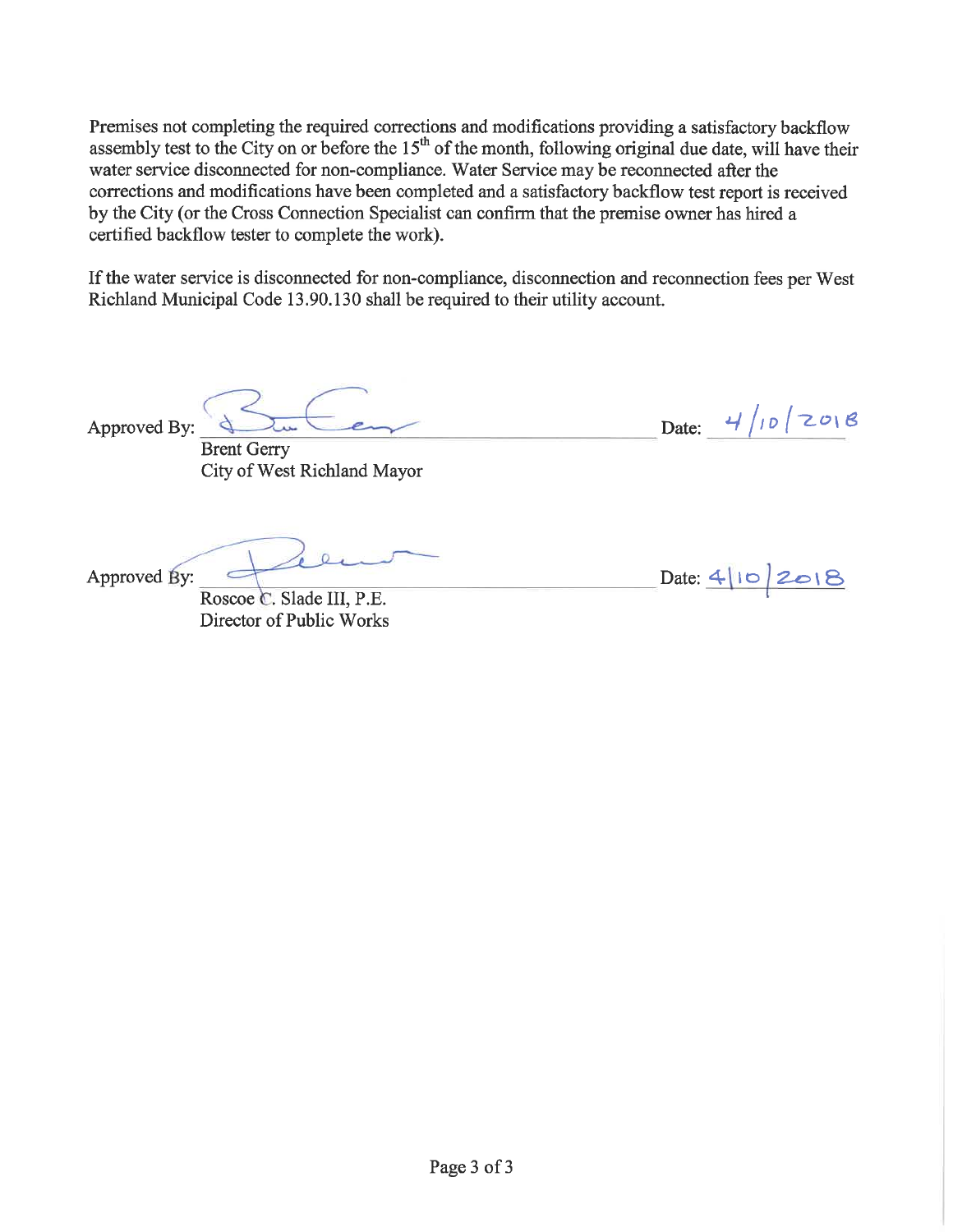Premises not completing the required corrections and modifications providing a satisfactory backflow assembly test to the City on or before the 15th of the month, following original due date, will have their water service disconnected for non-compliance. Water Service may be reconnected after the corrections and modifications have been completed and a satisfactory backflow test report is received by the City (or the Cross Connection Specialist can confirm that the premise owner has hired a certified backflow tester to complete the work).

If the water service is disconnected for non-compliance, disconnection and reconnection fees per West Richland Municipal Code 13.90.130 shall be required to their utility account.

Approved By: ______________________ Date: 4/10/2018
Brent Gerry
City of West Richland Mayor

Approved By: ______________________ Date: 4/10/2018
Roscoe C. Slade III, P.E.
Director of Public Works